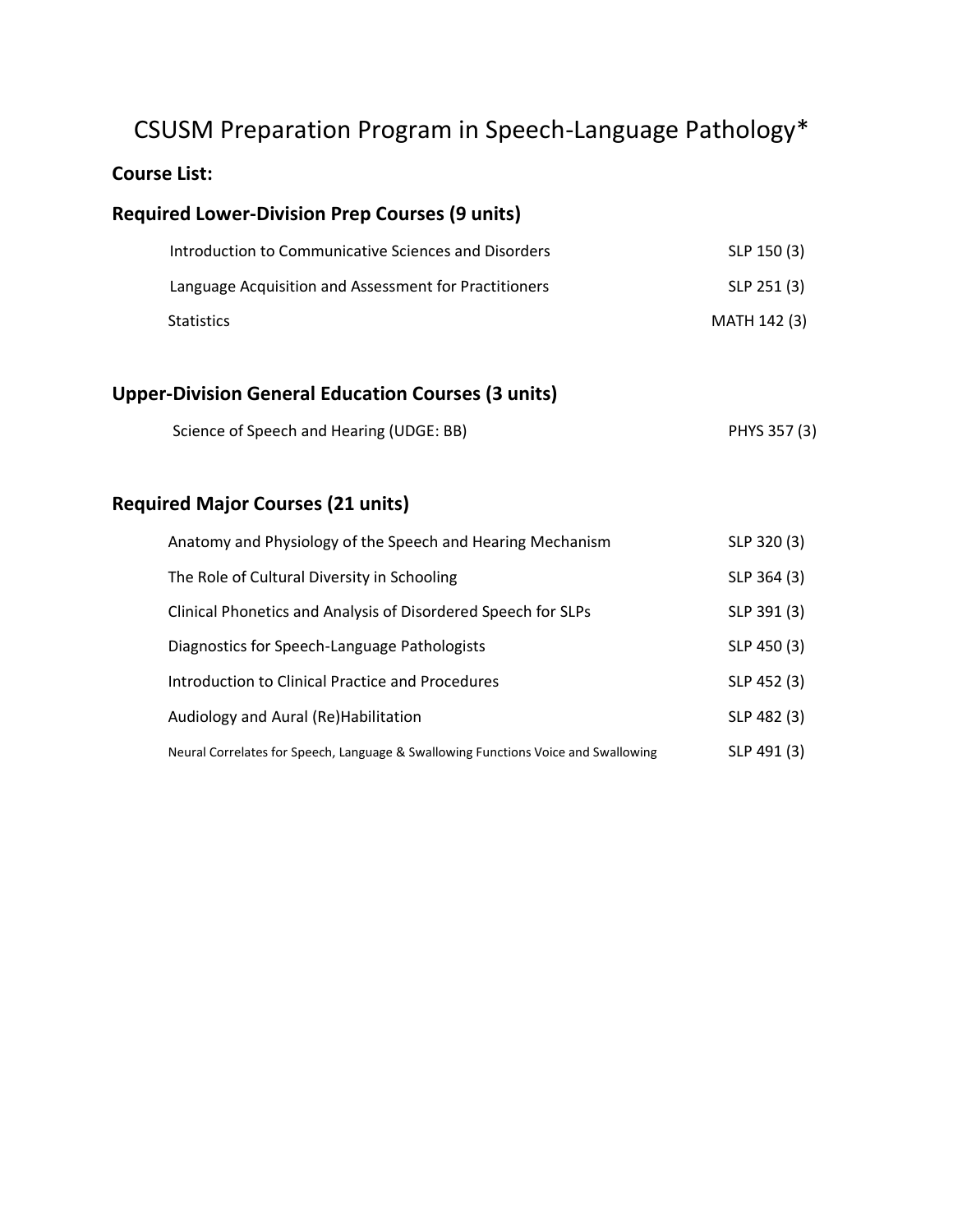# CSUSM Preparation Program in Speech-Language Pathology*

**Course List:**

## Required Lower-Division Prep Courses (9 units)

| Course | Code |
| --- | --- |
| Introduction to Communicative Sciences and Disorders | SLP 150 (3) |
| Language Acquisition and Assessment for Practitioners | SLP 251 (3) |
| Statistics | MATH 142 (3) |

## Upper-Division General Education Courses (3 units)

| Course | Code |
| --- | --- |
| Science of Speech and Hearing (UDGE: BB) | PHYS 357 (3) |

## Required Major Courses (21 units)

| Course | Code |
| --- | --- |
| Anatomy and Physiology of the Speech and Hearing Mechanism | SLP 320 (3) |
| The Role of Cultural Diversity in Schooling | SLP 364 (3) |
| Clinical Phonetics and Analysis of Disordered Speech for SLPs | SLP 391 (3) |
| Diagnostics for Speech-Language Pathologists | SLP 450 (3) |
| Introduction to Clinical Practice and Procedures | SLP 452 (3) |
| Audiology and Aural (Re)Habilitation | SLP 482 (3) |
| Neural Correlates for Speech, Language & Swallowing Functions Voice and Swallowing | SLP 491 (3) |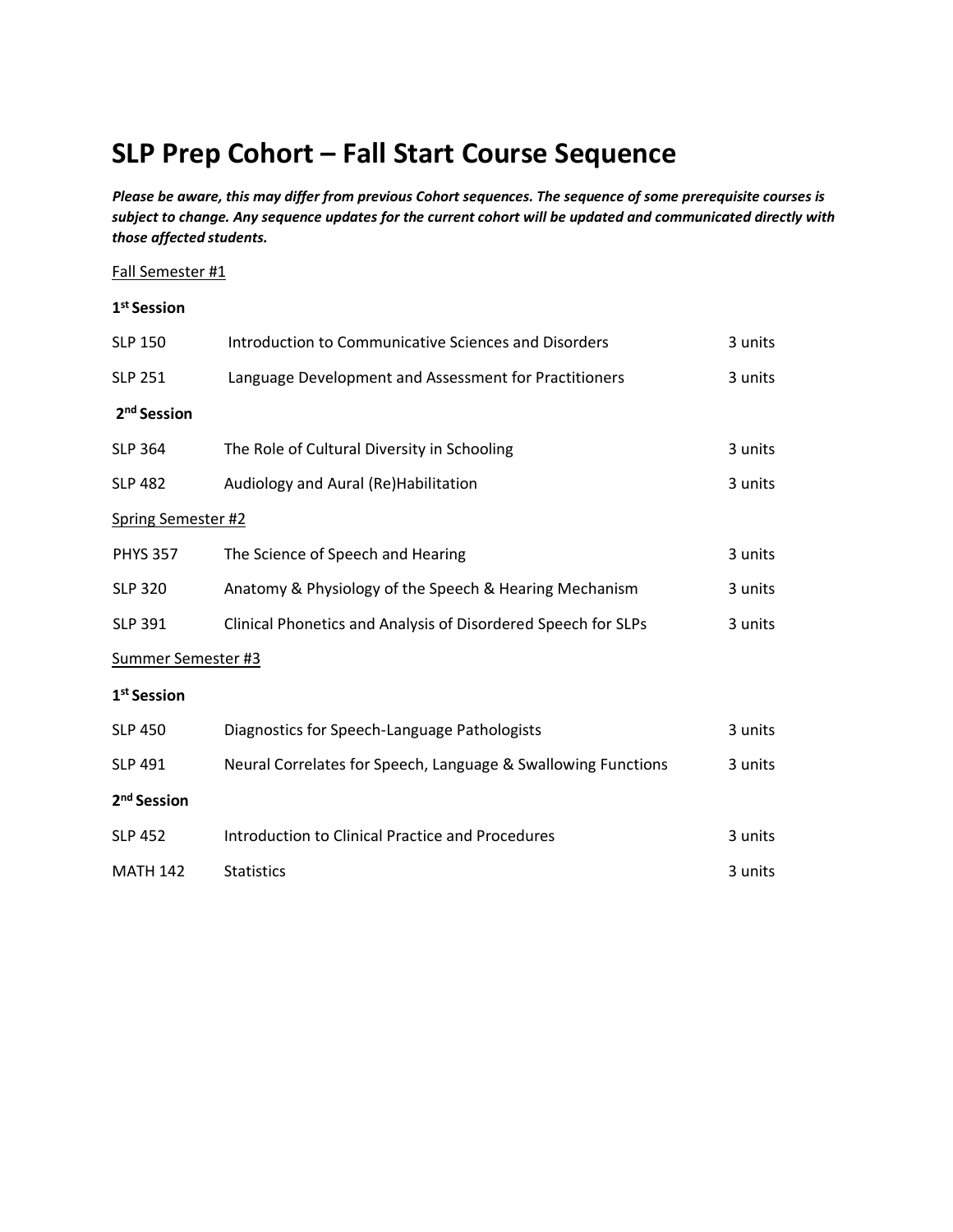# SLP Prep Cohort – Fall Start Course Sequence

***Please be aware, this may differ from previous Cohort sequences. The sequence of some prerequisite courses is subject to change. Any sequence updates for the current cohort will be updated and communicated directly with those affected students.***

Fall Semester #1

**1st Session**

| | | |
|---|---|---|
| SLP 150 | Introduction to Communicative Sciences and Disorders | 3 units |
| SLP 251 | Language Development and Assessment for Practitioners | 3 units |

**2nd Session**

| | | |
|---|---|---|
| SLP 364 | The Role of Cultural Diversity in Schooling | 3 units |
| SLP 482 | Audiology and Aural (Re)Habilitation | 3 units |

Spring Semester #2

| | | |
|---|---|---|
| PHYS 357 | The Science of Speech and Hearing | 3 units |
| SLP 320 | Anatomy & Physiology of the Speech & Hearing Mechanism | 3 units |
| SLP 391 | Clinical Phonetics and Analysis of Disordered Speech for SLPs | 3 units |

Summer Semester #3

**1st Session**

| | | |
|---|---|---|
| SLP 450 | Diagnostics for Speech-Language Pathologists | 3 units |
| SLP 491 | Neural Correlates for Speech, Language & Swallowing Functions | 3 units |

**2nd Session**

| | | |
|---|---|---|
| SLP 452 | Introduction to Clinical Practice and Procedures | 3 units |
| MATH 142 | Statistics | 3 units |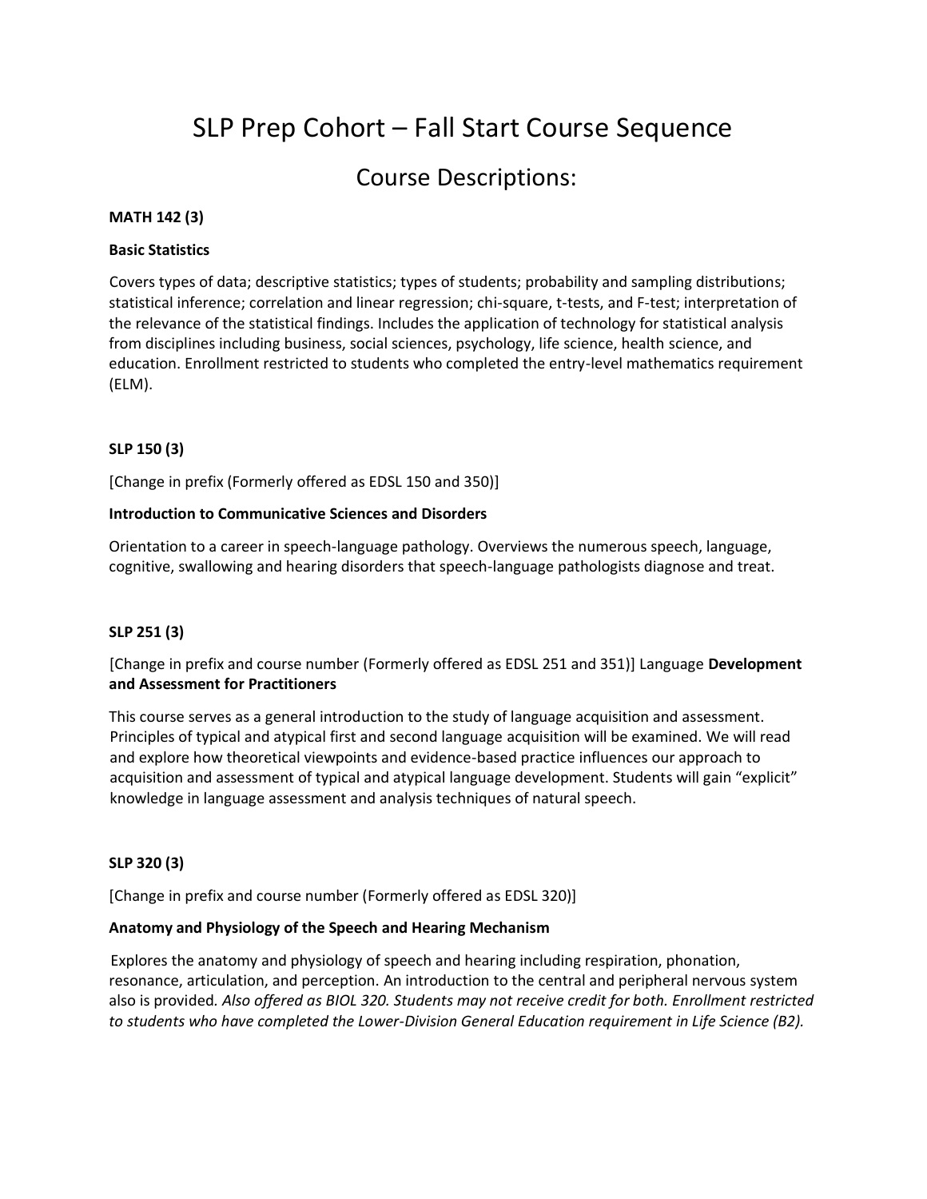# SLP Prep Cohort – Fall Start Course Sequence

## Course Descriptions:

**MATH 142 (3)**

**Basic Statistics**

Covers types of data; descriptive statistics; types of students; probability and sampling distributions; statistical inference; correlation and linear regression; chi-square, t-tests, and F-test; interpretation of the relevance of the statistical findings. Includes the application of technology for statistical analysis from disciplines including business, social sciences, psychology, life science, health science, and education. Enrollment restricted to students who completed the entry-level mathematics requirement (ELM).

**SLP 150 (3)**

[Change in prefix (Formerly offered as EDSL 150 and 350)]

**Introduction to Communicative Sciences and Disorders**

Orientation to a career in speech-language pathology. Overviews the numerous speech, language, cognitive, swallowing and hearing disorders that speech-language pathologists diagnose and treat.

**SLP 251 (3)**

[Change in prefix and course number (Formerly offered as EDSL 251 and 351)] Language **Development and Assessment for Practitioners**

This course serves as a general introduction to the study of language acquisition and assessment. Principles of typical and atypical first and second language acquisition will be examined. We will read and explore how theoretical viewpoints and evidence-based practice influences our approach to acquisition and assessment of typical and atypical language development. Students will gain "explicit" knowledge in language assessment and analysis techniques of natural speech.

**SLP 320 (3)**

[Change in prefix and course number (Formerly offered as EDSL 320)]

**Anatomy and Physiology of the Speech and Hearing Mechanism**

Explores the anatomy and physiology of speech and hearing including respiration, phonation, resonance, articulation, and perception. An introduction to the central and peripheral nervous system also is provided. *Also offered as BIOL 320. Students may not receive credit for both. Enrollment restricted to students who have completed the Lower-Division General Education requirement in Life Science (B2).*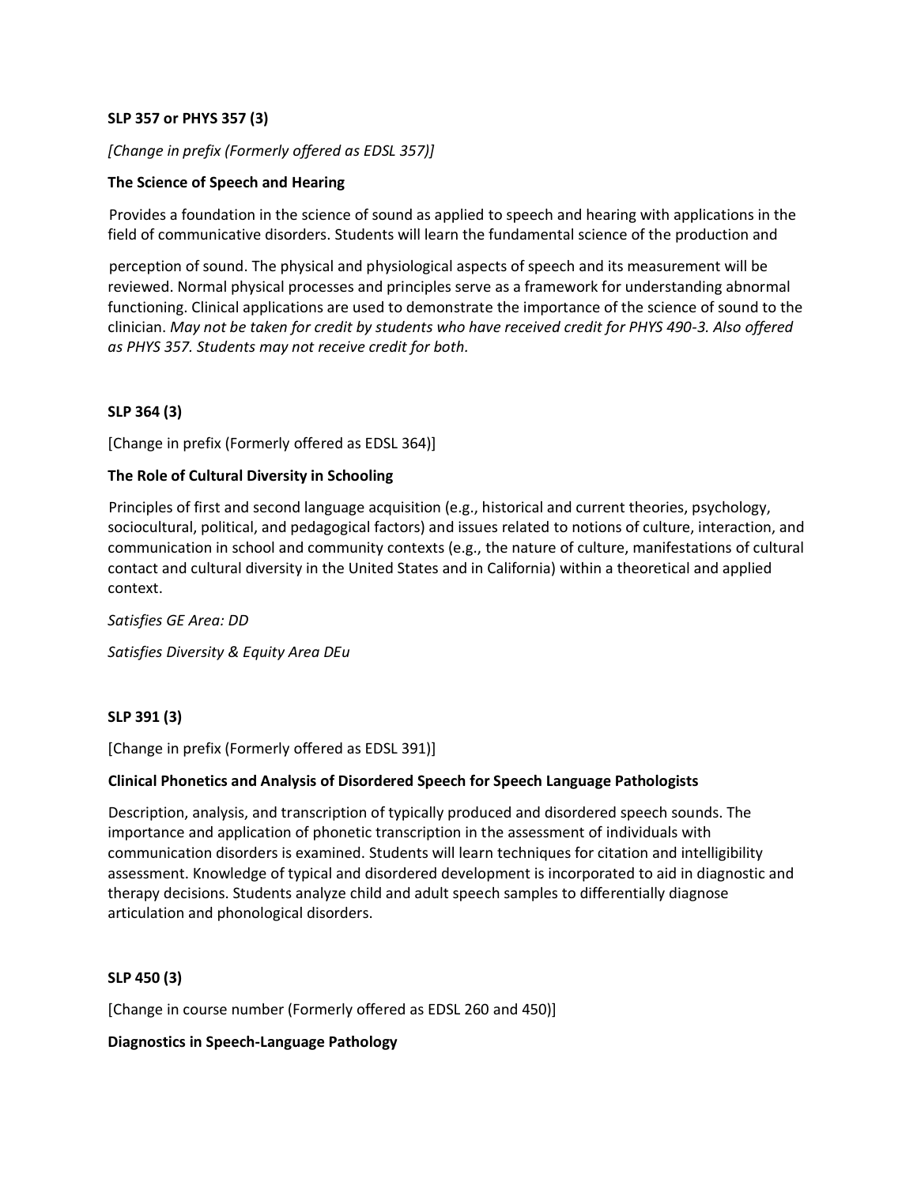**SLP 357 or PHYS 357 (3)**

*[Change in prefix (Formerly offered as EDSL 357)]*

**The Science of Speech and Hearing**

Provides a foundation in the science of sound as applied to speech and hearing with applications in the field of communicative disorders. Students will learn the fundamental science of the production and perception of sound. The physical and physiological aspects of speech and its measurement will be reviewed. Normal physical processes and principles serve as a framework for understanding abnormal functioning. Clinical applications are used to demonstrate the importance of the science of sound to the clinician. *May not be taken for credit by students who have received credit for PHYS 490-3. Also offered as PHYS 357. Students may not receive credit for both.*

**SLP 364 (3)**

[Change in prefix (Formerly offered as EDSL 364)]

**The Role of Cultural Diversity in Schooling**

Principles of first and second language acquisition (e.g., historical and current theories, psychology, sociocultural, political, and pedagogical factors) and issues related to notions of culture, interaction, and communication in school and community contexts (e.g., the nature of culture, manifestations of cultural contact and cultural diversity in the United States and in California) within a theoretical and applied context.

*Satisfies GE Area: DD*

*Satisfies Diversity & Equity Area DEu*

**SLP 391 (3)**

[Change in prefix (Formerly offered as EDSL 391)]

**Clinical Phonetics and Analysis of Disordered Speech for Speech Language Pathologists**

Description, analysis, and transcription of typically produced and disordered speech sounds. The importance and application of phonetic transcription in the assessment of individuals with communication disorders is examined. Students will learn techniques for citation and intelligibility assessment. Knowledge of typical and disordered development is incorporated to aid in diagnostic and therapy decisions. Students analyze child and adult speech samples to differentially diagnose articulation and phonological disorders.

**SLP 450 (3)**

[Change in course number (Formerly offered as EDSL 260 and 450)]

**Diagnostics in Speech-Language Pathology**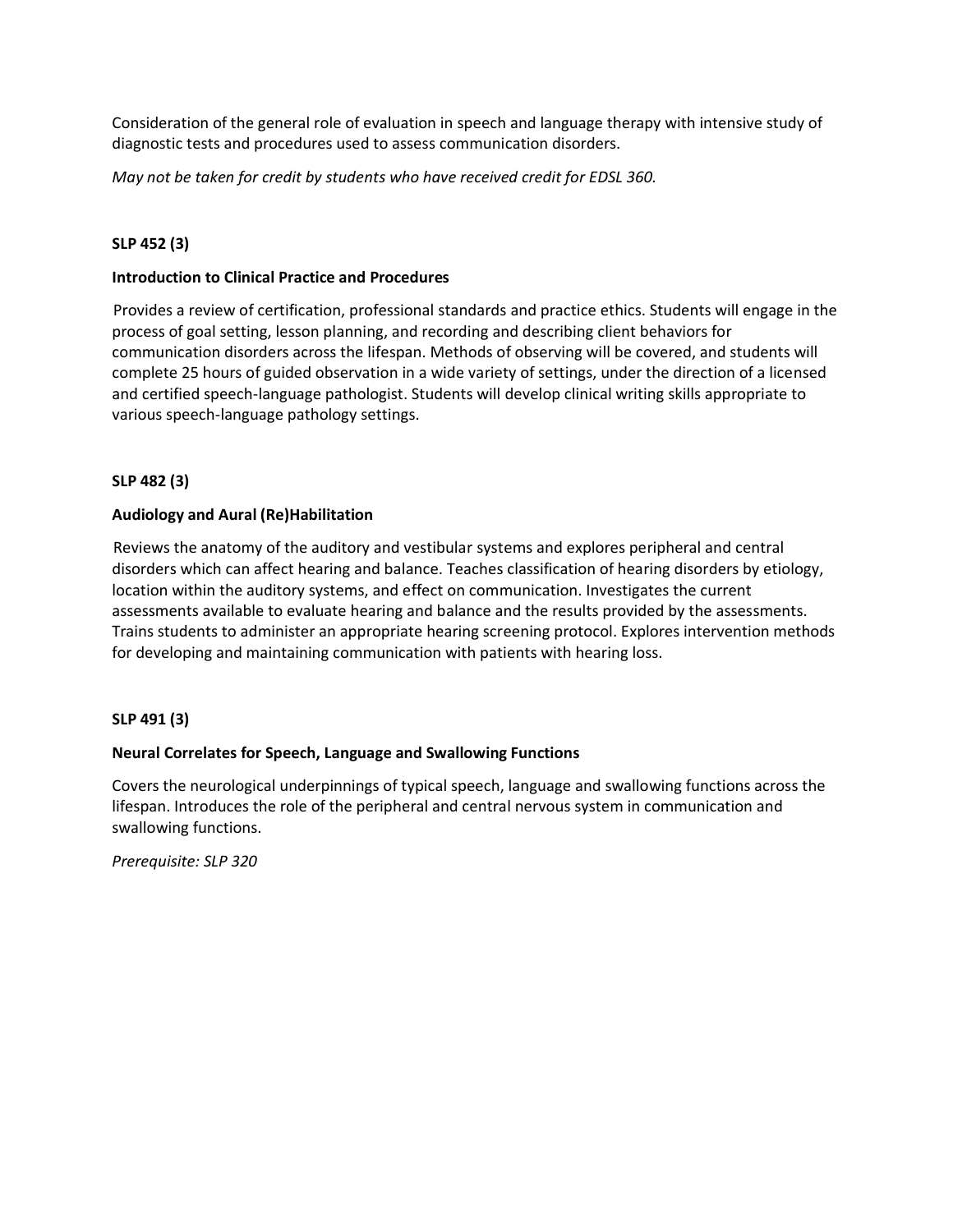Consideration of the general role of evaluation in speech and language therapy with intensive study of diagnostic tests and procedures used to assess communication disorders.

*May not be taken for credit by students who have received credit for EDSL 360.*

**SLP 452 (3)**

**Introduction to Clinical Practice and Procedures**

Provides a review of certification, professional standards and practice ethics. Students will engage in the process of goal setting, lesson planning, and recording and describing client behaviors for communication disorders across the lifespan. Methods of observing will be covered, and students will complete 25 hours of guided observation in a wide variety of settings, under the direction of a licensed and certified speech-language pathologist. Students will develop clinical writing skills appropriate to various speech-language pathology settings.

**SLP 482 (3)**

**Audiology and Aural (Re)Habilitation**

Reviews the anatomy of the auditory and vestibular systems and explores peripheral and central disorders which can affect hearing and balance. Teaches classification of hearing disorders by etiology, location within the auditory systems, and effect on communication. Investigates the current assessments available to evaluate hearing and balance and the results provided by the assessments. Trains students to administer an appropriate hearing screening protocol. Explores intervention methods for developing and maintaining communication with patients with hearing loss.

**SLP 491 (3)**

**Neural Correlates for Speech, Language and Swallowing Functions**

Covers the neurological underpinnings of typical speech, language and swallowing functions across the lifespan. Introduces the role of the peripheral and central nervous system in communication and swallowing functions.

*Prerequisite: SLP 320*